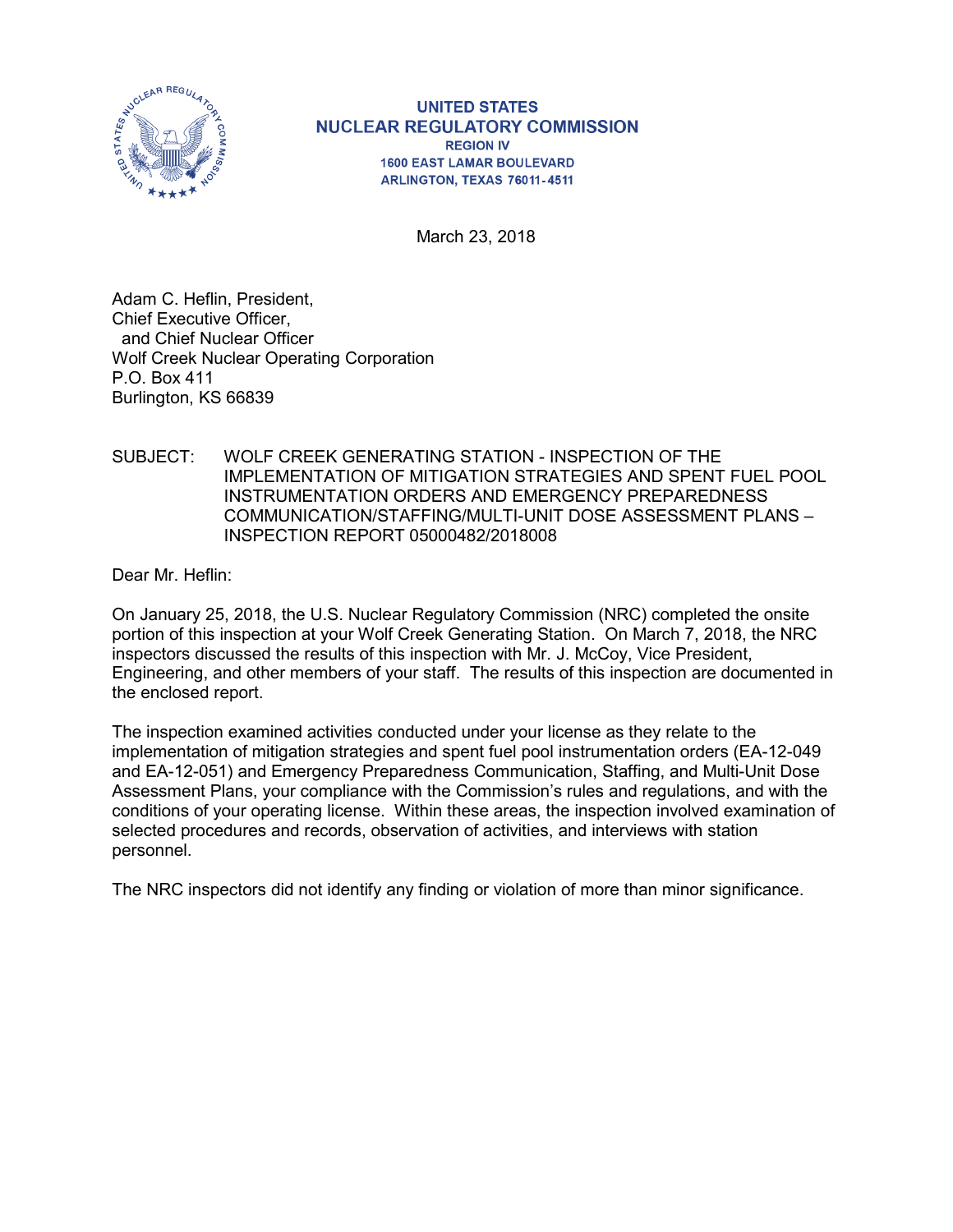**UNITED STATES**
**NUCLEAR REGULATORY COMMISSION**
**REGION IV**
**1600 EAST LAMAR BOULEVARD**
**ARLINGTON, TEXAS 76011-4511**

March 23, 2018

Adam C. Heflin, President,
Chief Executive Officer,
and Chief Nuclear Officer
Wolf Creek Nuclear Operating Corporation
P.O. Box 411
Burlington, KS 66839

SUBJECT: WOLF CREEK GENERATING STATION - INSPECTION OF THE IMPLEMENTATION OF MITIGATION STRATEGIES AND SPENT FUEL POOL INSTRUMENTATION ORDERS AND EMERGENCY PREPAREDNESS COMMUNICATION/STAFFING/MULTI-UNIT DOSE ASSESSMENT PLANS – INSPECTION REPORT 05000482/2018008

Dear Mr. Heflin:

On January 25, 2018, the U.S. Nuclear Regulatory Commission (NRC) completed the onsite portion of this inspection at your Wolf Creek Generating Station. On March 7, 2018, the NRC inspectors discussed the results of this inspection with Mr. J. McCoy, Vice President, Engineering, and other members of your staff. The results of this inspection are documented in the enclosed report.

The inspection examined activities conducted under your license as they relate to the implementation of mitigation strategies and spent fuel pool instrumentation orders (EA-12-049 and EA-12-051) and Emergency Preparedness Communication, Staffing, and Multi-Unit Dose Assessment Plans, your compliance with the Commission's rules and regulations, and with the conditions of your operating license. Within these areas, the inspection involved examination of selected procedures and records, observation of activities, and interviews with station personnel.

The NRC inspectors did not identify any finding or violation of more than minor significance.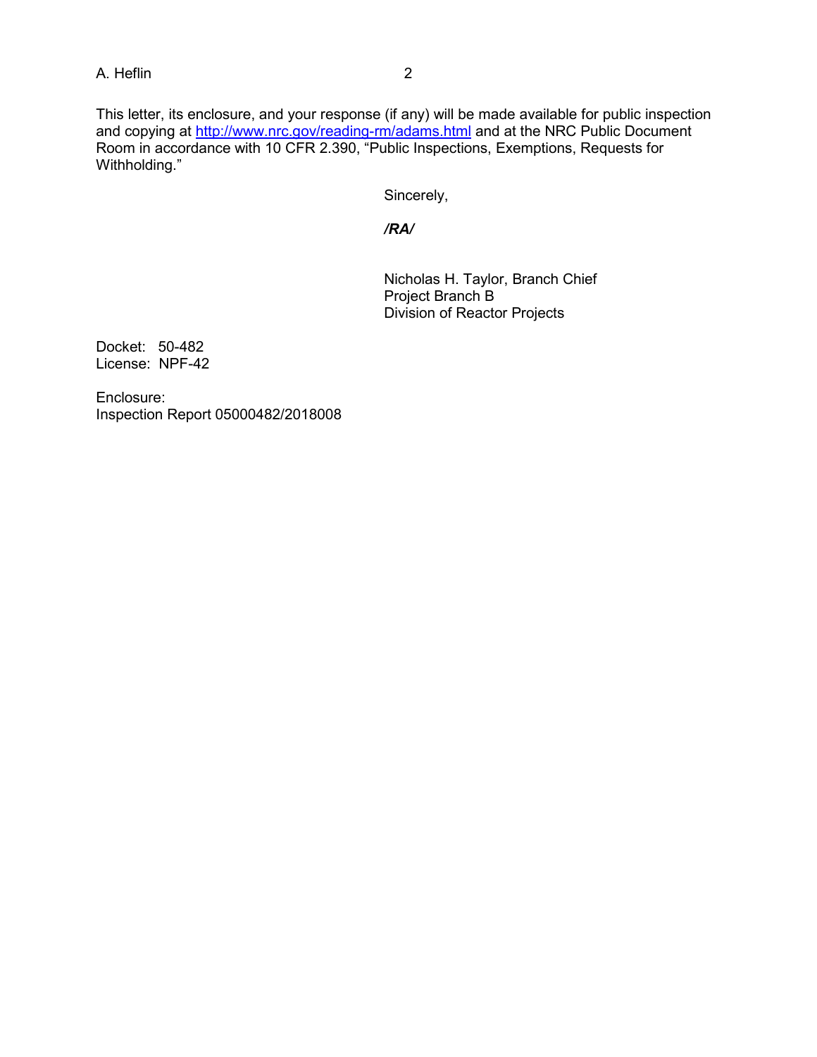This letter, its enclosure, and your response (if any) will be made available for public inspection and copying at http://www.nrc.gov/reading-rm/adams.html and at the NRC Public Document Room in accordance with 10 CFR 2.390, "Public Inspections, Exemptions, Requests for Withholding."

Sincerely,

***/RA/***

Nicholas H. Taylor, Branch Chief
Project Branch B
Division of Reactor Projects

Docket: 50-482
License: NPF-42

Enclosure:
Inspection Report 05000482/2018008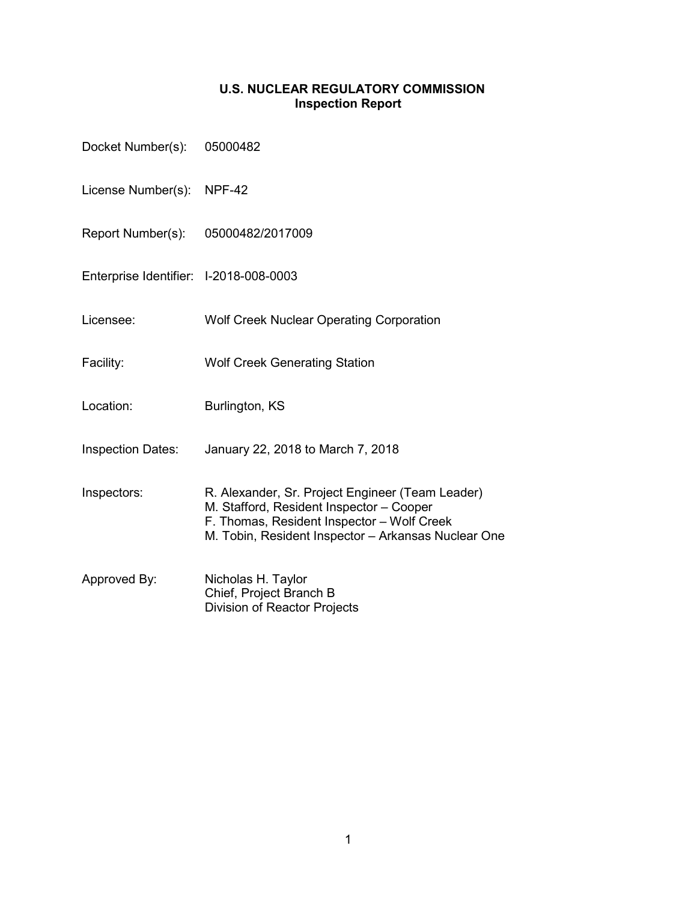# U.S. NUCLEAR REGULATORY COMMISSION
## Inspection Report

Docket Number(s): 05000482

License Number(s): NPF-42

Report Number(s): 05000482/2017009

Enterprise Identifier: I-2018-008-0003

Licensee: Wolf Creek Nuclear Operating Corporation

Facility: Wolf Creek Generating Station

Location: Burlington, KS

Inspection Dates: January 22, 2018 to March 7, 2018

Inspectors: R. Alexander, Sr. Project Engineer (Team Leader)
M. Stafford, Resident Inspector – Cooper
F. Thomas, Resident Inspector – Wolf Creek
M. Tobin, Resident Inspector – Arkansas Nuclear One

Approved By: Nicholas H. Taylor
Chief, Project Branch B
Division of Reactor Projects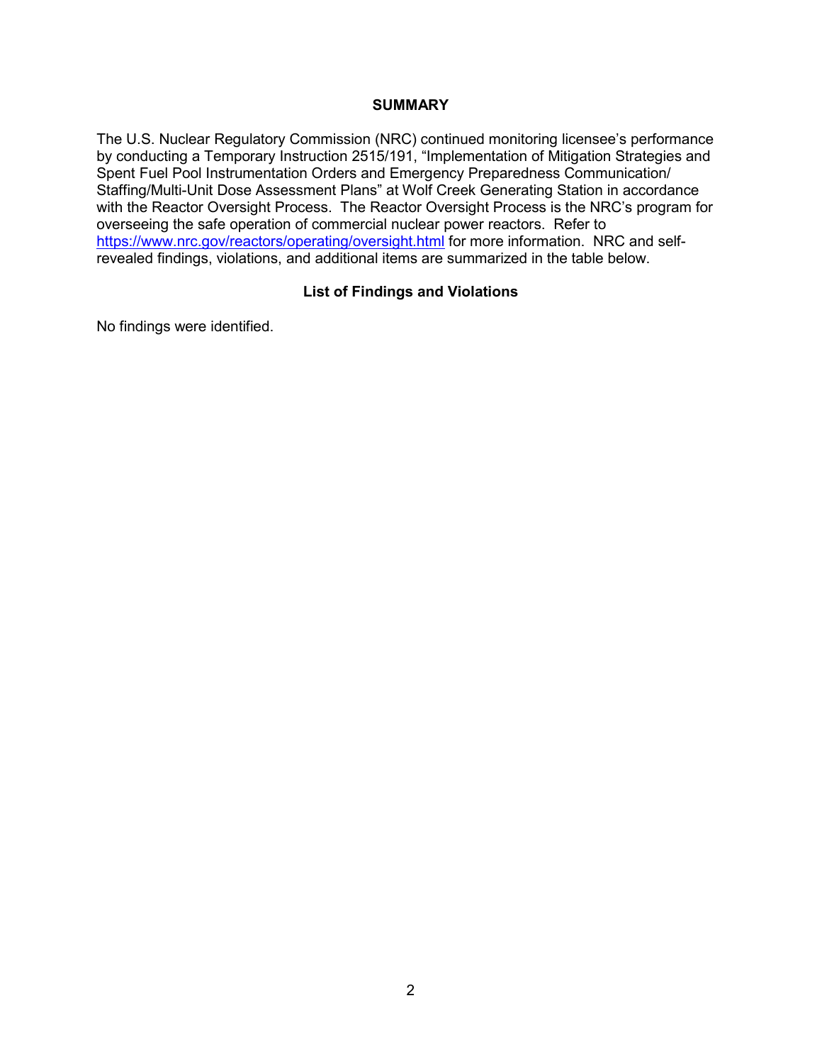## SUMMARY

The U.S. Nuclear Regulatory Commission (NRC) continued monitoring licensee's performance by conducting a Temporary Instruction 2515/191, "Implementation of Mitigation Strategies and Spent Fuel Pool Instrumentation Orders and Emergency Preparedness Communication/ Staffing/Multi-Unit Dose Assessment Plans" at Wolf Creek Generating Station in accordance with the Reactor Oversight Process. The Reactor Oversight Process is the NRC's program for overseeing the safe operation of commercial nuclear power reactors. Refer to https://www.nrc.gov/reactors/operating/oversight.html for more information. NRC and self-revealed findings, violations, and additional items are summarized in the table below.

## List of Findings and Violations

No findings were identified.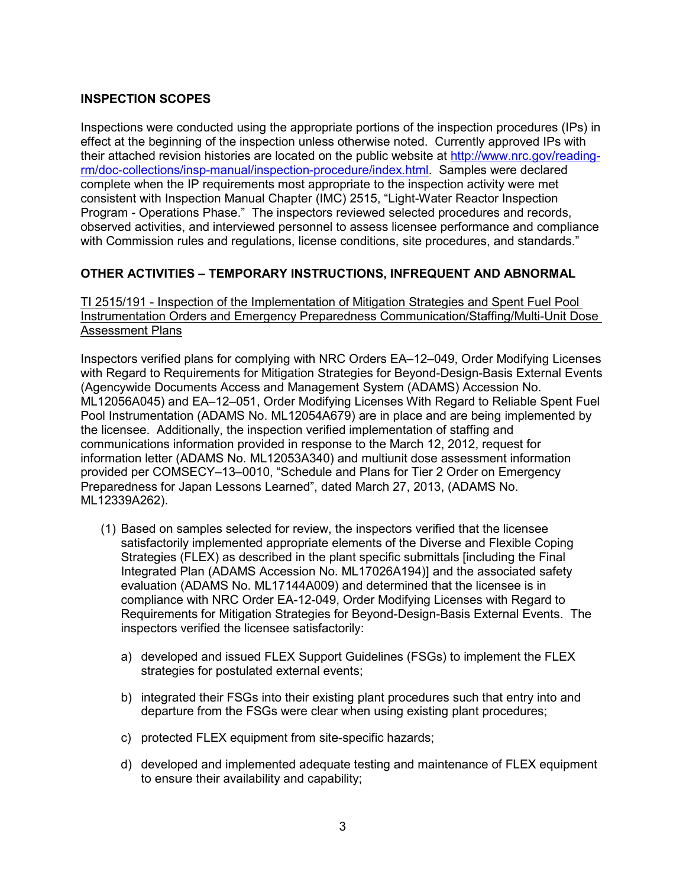## INSPECTION SCOPES

Inspections were conducted using the appropriate portions of the inspection procedures (IPs) in effect at the beginning of the inspection unless otherwise noted. Currently approved IPs with their attached revision histories are located on the public website at http://www.nrc.gov/reading-rm/doc-collections/insp-manual/inspection-procedure/index.html. Samples were declared complete when the IP requirements most appropriate to the inspection activity were met consistent with Inspection Manual Chapter (IMC) 2515, "Light-Water Reactor Inspection Program - Operations Phase." The inspectors reviewed selected procedures and records, observed activities, and interviewed personnel to assess licensee performance and compliance with Commission rules and regulations, license conditions, site procedures, and standards."

## OTHER ACTIVITIES – TEMPORARY INSTRUCTIONS, INFREQUENT AND ABNORMAL

TI 2515/191 - Inspection of the Implementation of Mitigation Strategies and Spent Fuel Pool Instrumentation Orders and Emergency Preparedness Communication/Staffing/Multi-Unit Dose Assessment Plans

Inspectors verified plans for complying with NRC Orders EA–12–049, Order Modifying Licenses with Regard to Requirements for Mitigation Strategies for Beyond-Design-Basis External Events (Agencywide Documents Access and Management System (ADAMS) Accession No. ML12056A045) and EA–12–051, Order Modifying Licenses With Regard to Reliable Spent Fuel Pool Instrumentation (ADAMS No. ML12054A679) are in place and are being implemented by the licensee. Additionally, the inspection verified implementation of staffing and communications information provided in response to the March 12, 2012, request for information letter (ADAMS No. ML12053A340) and multiunit dose assessment information provided per COMSECY–13–0010, "Schedule and Plans for Tier 2 Order on Emergency Preparedness for Japan Lessons Learned", dated March 27, 2013, (ADAMS No. ML12339A262).

(1) Based on samples selected for review, the inspectors verified that the licensee satisfactorily implemented appropriate elements of the Diverse and Flexible Coping Strategies (FLEX) as described in the plant specific submittals [including the Final Integrated Plan (ADAMS Accession No. ML17026A194)] and the associated safety evaluation (ADAMS No. ML17144A009) and determined that the licensee is in compliance with NRC Order EA-12-049, Order Modifying Licenses with Regard to Requirements for Mitigation Strategies for Beyond-Design-Basis External Events. The inspectors verified the licensee satisfactorily:

   a) developed and issued FLEX Support Guidelines (FSGs) to implement the FLEX strategies for postulated external events;

   b) integrated their FSGs into their existing plant procedures such that entry into and departure from the FSGs were clear when using existing plant procedures;

   c) protected FLEX equipment from site-specific hazards;

   d) developed and implemented adequate testing and maintenance of FLEX equipment to ensure their availability and capability;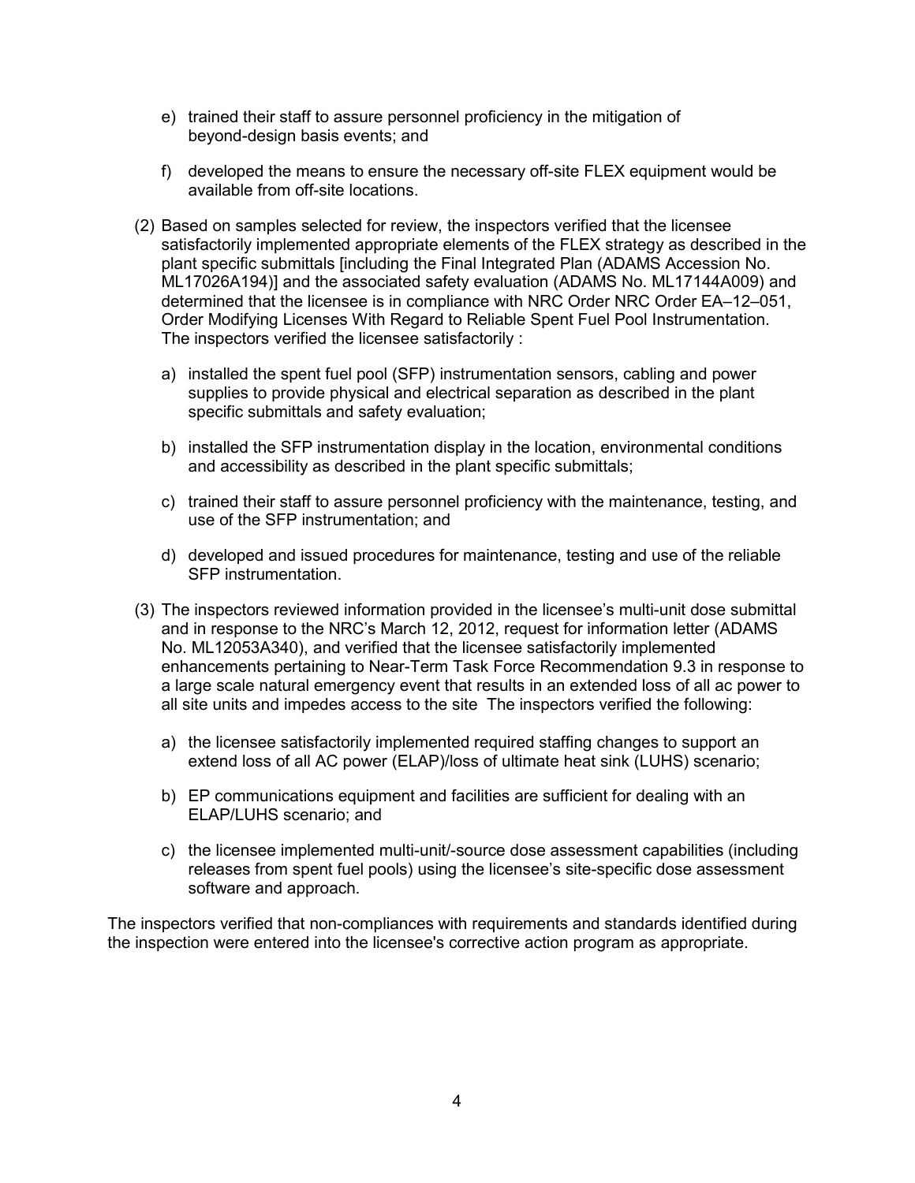e) trained their staff to assure personnel proficiency in the mitigation of beyond-design basis events; and

   f) developed the means to ensure the necessary off-site FLEX equipment would be available from off-site locations.

(2) Based on samples selected for review, the inspectors verified that the licensee satisfactorily implemented appropriate elements of the FLEX strategy as described in the plant specific submittals [including the Final Integrated Plan (ADAMS Accession No. ML17026A194)] and the associated safety evaluation (ADAMS No. ML17144A009) and determined that the licensee is in compliance with NRC Order NRC Order EA–12–051, Order Modifying Licenses With Regard to Reliable Spent Fuel Pool Instrumentation. The inspectors verified the licensee satisfactorily :

   a) installed the spent fuel pool (SFP) instrumentation sensors, cabling and power supplies to provide physical and electrical separation as described in the plant specific submittals and safety evaluation;

   b) installed the SFP instrumentation display in the location, environmental conditions and accessibility as described in the plant specific submittals;

   c) trained their staff to assure personnel proficiency with the maintenance, testing, and use of the SFP instrumentation; and

   d) developed and issued procedures for maintenance, testing and use of the reliable SFP instrumentation.

(3) The inspectors reviewed information provided in the licensee's multi-unit dose submittal and in response to the NRC's March 12, 2012, request for information letter (ADAMS No. ML12053A340), and verified that the licensee satisfactorily implemented enhancements pertaining to Near-Term Task Force Recommendation 9.3 in response to a large scale natural emergency event that results in an extended loss of all ac power to all site units and impedes access to the site The inspectors verified the following:

   a) the licensee satisfactorily implemented required staffing changes to support an extend loss of all AC power (ELAP)/loss of ultimate heat sink (LUHS) scenario;

   b) EP communications equipment and facilities are sufficient for dealing with an ELAP/LUHS scenario; and

   c) the licensee implemented multi-unit/-source dose assessment capabilities (including releases from spent fuel pools) using the licensee's site-specific dose assessment software and approach.

The inspectors verified that non-compliances with requirements and standards identified during the inspection were entered into the licensee's corrective action program as appropriate.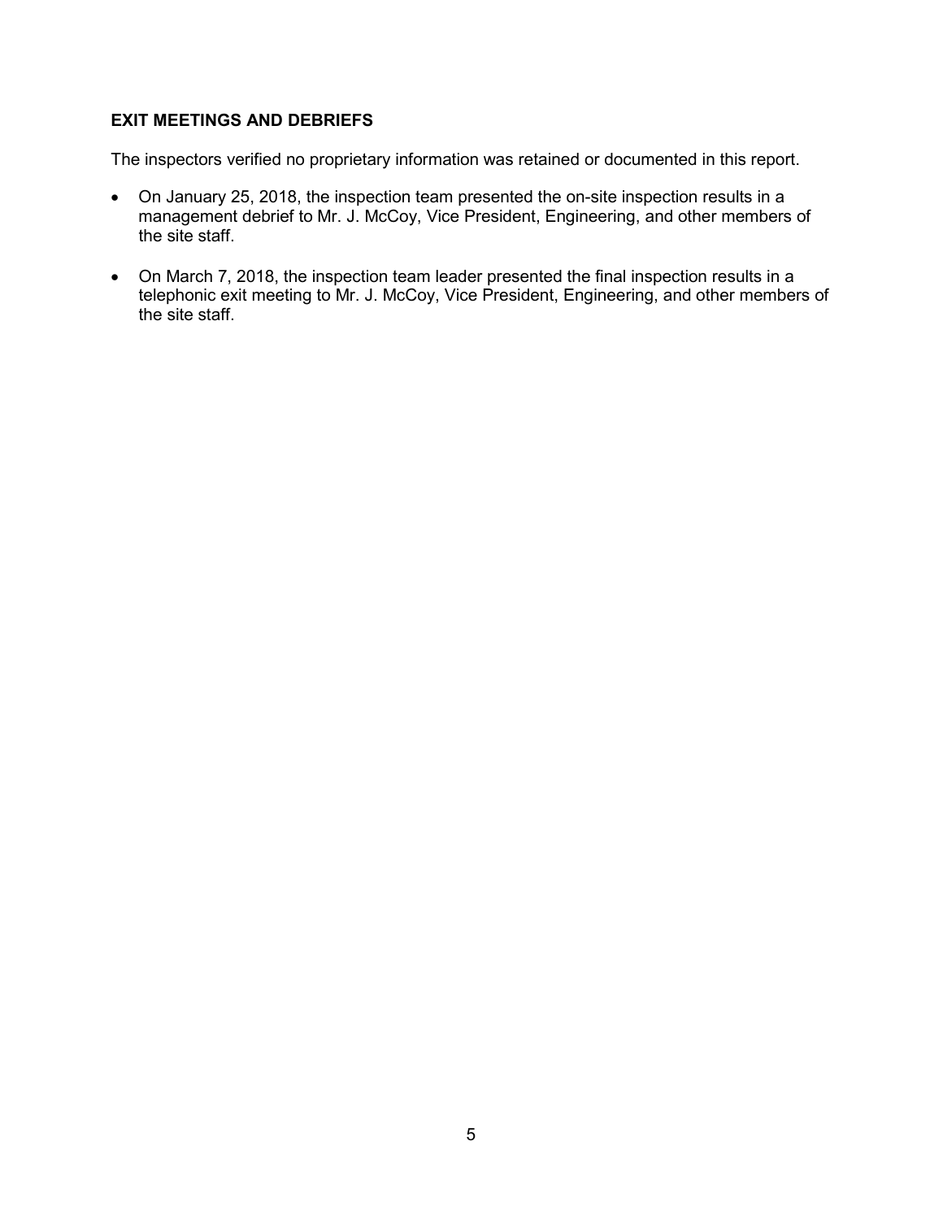## EXIT MEETINGS AND DEBRIEFS

The inspectors verified no proprietary information was retained or documented in this report.

- On January 25, 2018, the inspection team presented the on-site inspection results in a management debrief to Mr. J. McCoy, Vice President, Engineering, and other members of the site staff.
- On March 7, 2018, the inspection team leader presented the final inspection results in a telephonic exit meeting to Mr. J. McCoy, Vice President, Engineering, and other members of the site staff.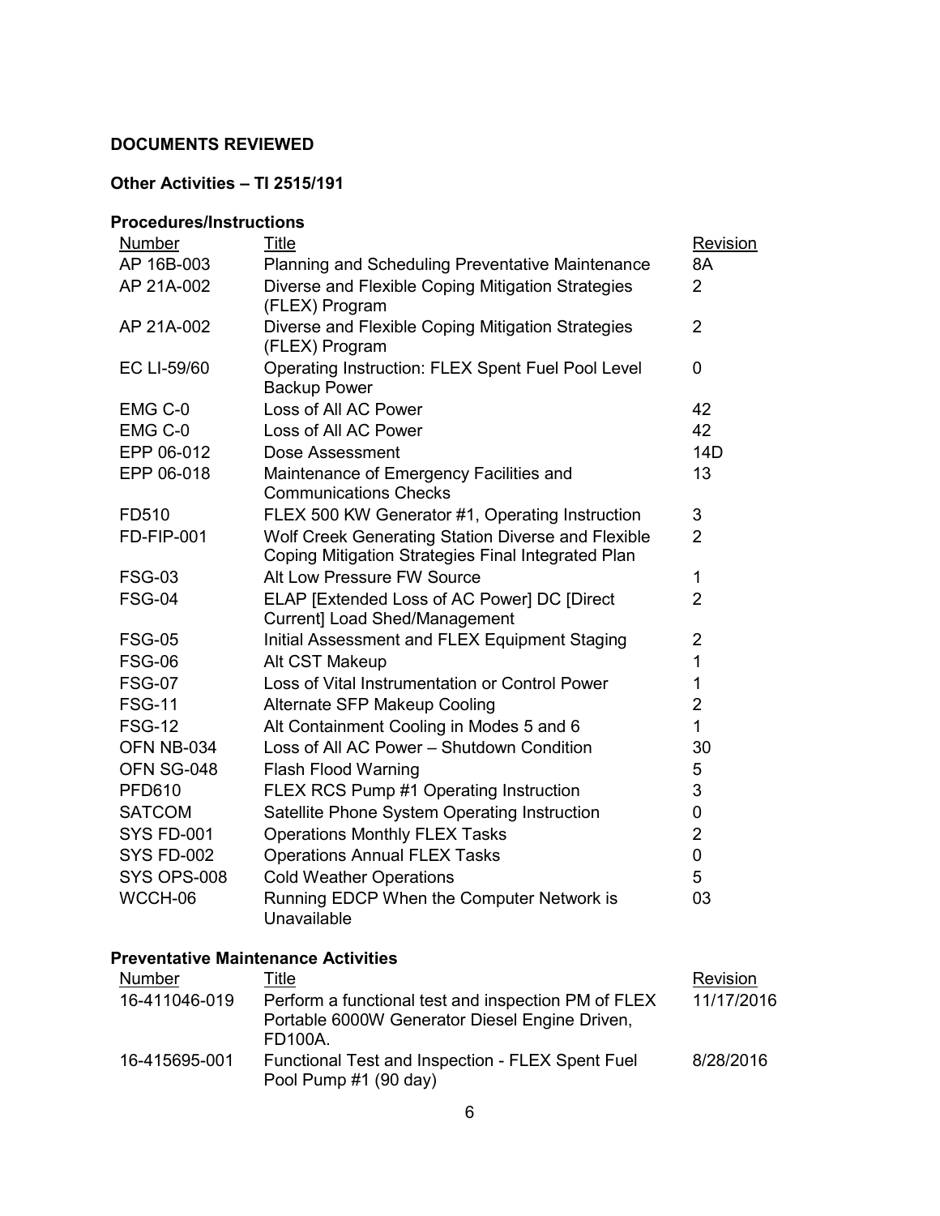## DOCUMENTS REVIEWED

### Other Activities – TI 2515/191

### Procedures/Instructions

| Number | Title | Revision |
| --- | --- | --- |
| AP 16B-003 | Planning and Scheduling Preventative Maintenance | 8A |
| AP 21A-002 | Diverse and Flexible Coping Mitigation Strategies (FLEX) Program | 2 |
| AP 21A-002 | Diverse and Flexible Coping Mitigation Strategies (FLEX) Program | 2 |
| EC LI-59/60 | Operating Instruction: FLEX Spent Fuel Pool Level Backup Power | 0 |
| EMG C-0 | Loss of All AC Power | 42 |
| EMG C-0 | Loss of All AC Power | 42 |
| EPP 06-012 | Dose Assessment | 14D |
| EPP 06-018 | Maintenance of Emergency Facilities and Communications Checks | 13 |
| FD510 | FLEX 500 KW Generator #1, Operating Instruction | 3 |
| FD-FIP-001 | Wolf Creek Generating Station Diverse and Flexible Coping Mitigation Strategies Final Integrated Plan | 2 |
| FSG-03 | Alt Low Pressure FW Source | 1 |
| FSG-04 | ELAP [Extended Loss of AC Power] DC [Direct Current] Load Shed/Management | 2 |
| FSG-05 | Initial Assessment and FLEX Equipment Staging | 2 |
| FSG-06 | Alt CST Makeup | 1 |
| FSG-07 | Loss of Vital Instrumentation or Control Power | 1 |
| FSG-11 | Alternate SFP Makeup Cooling | 2 |
| FSG-12 | Alt Containment Cooling in Modes 5 and 6 | 1 |
| OFN NB-034 | Loss of All AC Power – Shutdown Condition | 30 |
| OFN SG-048 | Flash Flood Warning | 5 |
| PFD610 | FLEX RCS Pump #1 Operating Instruction | 3 |
| SATCOM | Satellite Phone System Operating Instruction | 0 |
| SYS FD-001 | Operations Monthly FLEX Tasks | 2 |
| SYS FD-002 | Operations Annual FLEX Tasks | 0 |
| SYS OPS-008 | Cold Weather Operations | 5 |
| WCCH-06 | Running EDCP When the Computer Network is Unavailable | 03 |

### Preventative Maintenance Activities

| Number | Title | Revision |
| --- | --- | --- |
| 16-411046-019 | Perform a functional test and inspection PM of FLEX Portable 6000W Generator Diesel Engine Driven, FD100A. | 11/17/2016 |
| 16-415695-001 | Functional Test and Inspection - FLEX Spent Fuel Pool Pump #1 (90 day) | 8/28/2016 |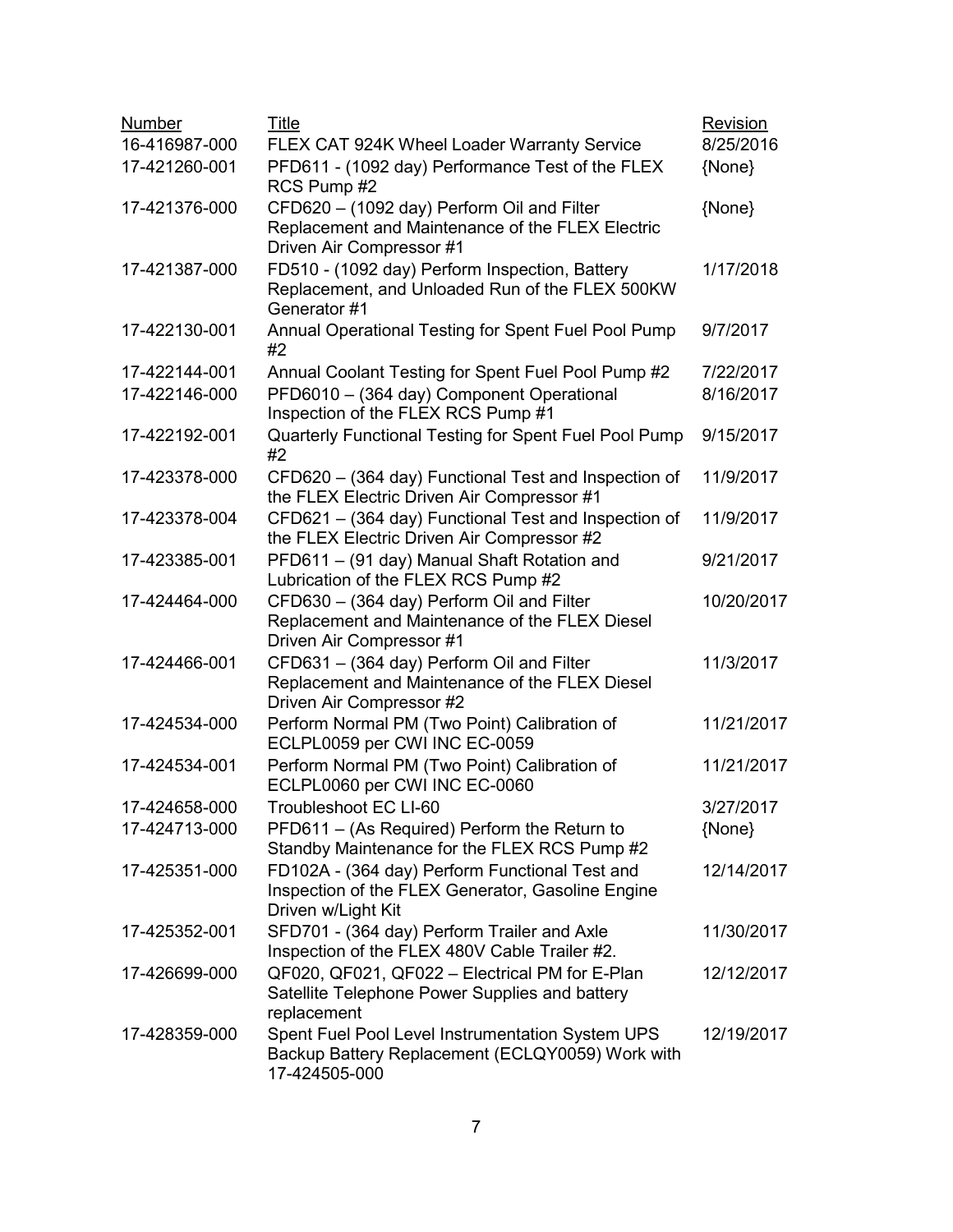| Number | Title | Revision |
|---|---|---|
| 16-416987-000 | FLEX CAT 924K Wheel Loader Warranty Service | 8/25/2016 |
| 17-421260-001 | PFD611 - (1092 day) Performance Test of the FLEX RCS Pump #2 | {None} |
| 17-421376-000 | CFD620 – (1092 day) Perform Oil and Filter Replacement and Maintenance of the FLEX Electric Driven Air Compressor #1 | {None} |
| 17-421387-000 | FD510 - (1092 day) Perform Inspection, Battery Replacement, and Unloaded Run of the FLEX 500KW Generator #1 | 1/17/2018 |
| 17-422130-001 | Annual Operational Testing for Spent Fuel Pool Pump #2 | 9/7/2017 |
| 17-422144-001 | Annual Coolant Testing for Spent Fuel Pool Pump #2 | 7/22/2017 |
| 17-422146-000 | PFD6010 – (364 day) Component Operational Inspection of the FLEX RCS Pump #1 | 8/16/2017 |
| 17-422192-001 | Quarterly Functional Testing for Spent Fuel Pool Pump #2 | 9/15/2017 |
| 17-423378-000 | CFD620 – (364 day) Functional Test and Inspection of the FLEX Electric Driven Air Compressor #1 | 11/9/2017 |
| 17-423378-004 | CFD621 – (364 day) Functional Test and Inspection of the FLEX Electric Driven Air Compressor #2 | 11/9/2017 |
| 17-423385-001 | PFD611 – (91 day) Manual Shaft Rotation and Lubrication of the FLEX RCS Pump #2 | 9/21/2017 |
| 17-424464-000 | CFD630 – (364 day) Perform Oil and Filter Replacement and Maintenance of the FLEX Diesel Driven Air Compressor #1 | 10/20/2017 |
| 17-424466-001 | CFD631 – (364 day) Perform Oil and Filter Replacement and Maintenance of the FLEX Diesel Driven Air Compressor #2 | 11/3/2017 |
| 17-424534-000 | Perform Normal PM (Two Point) Calibration of ECLPL0059 per CWI INC EC-0059 | 11/21/2017 |
| 17-424534-001 | Perform Normal PM (Two Point) Calibration of ECLPL0060 per CWI INC EC-0060 | 11/21/2017 |
| 17-424658-000 | Troubleshoot EC LI-60 | 3/27/2017 |
| 17-424713-000 | PFD611 – (As Required) Perform the Return to Standby Maintenance for the FLEX RCS Pump #2 | {None} |
| 17-425351-000 | FD102A - (364 day) Perform Functional Test and Inspection of the FLEX Generator, Gasoline Engine Driven w/Light Kit | 12/14/2017 |
| 17-425352-001 | SFD701 - (364 day) Perform Trailer and Axle Inspection of the FLEX 480V Cable Trailer #2. | 11/30/2017 |
| 17-426699-000 | QF020, QF021, QF022 – Electrical PM for E-Plan Satellite Telephone Power Supplies and battery replacement | 12/12/2017 |
| 17-428359-000 | Spent Fuel Pool Level Instrumentation System UPS Backup Battery Replacement (ECLQY0059) Work with 17-424505-000 | 12/19/2017 |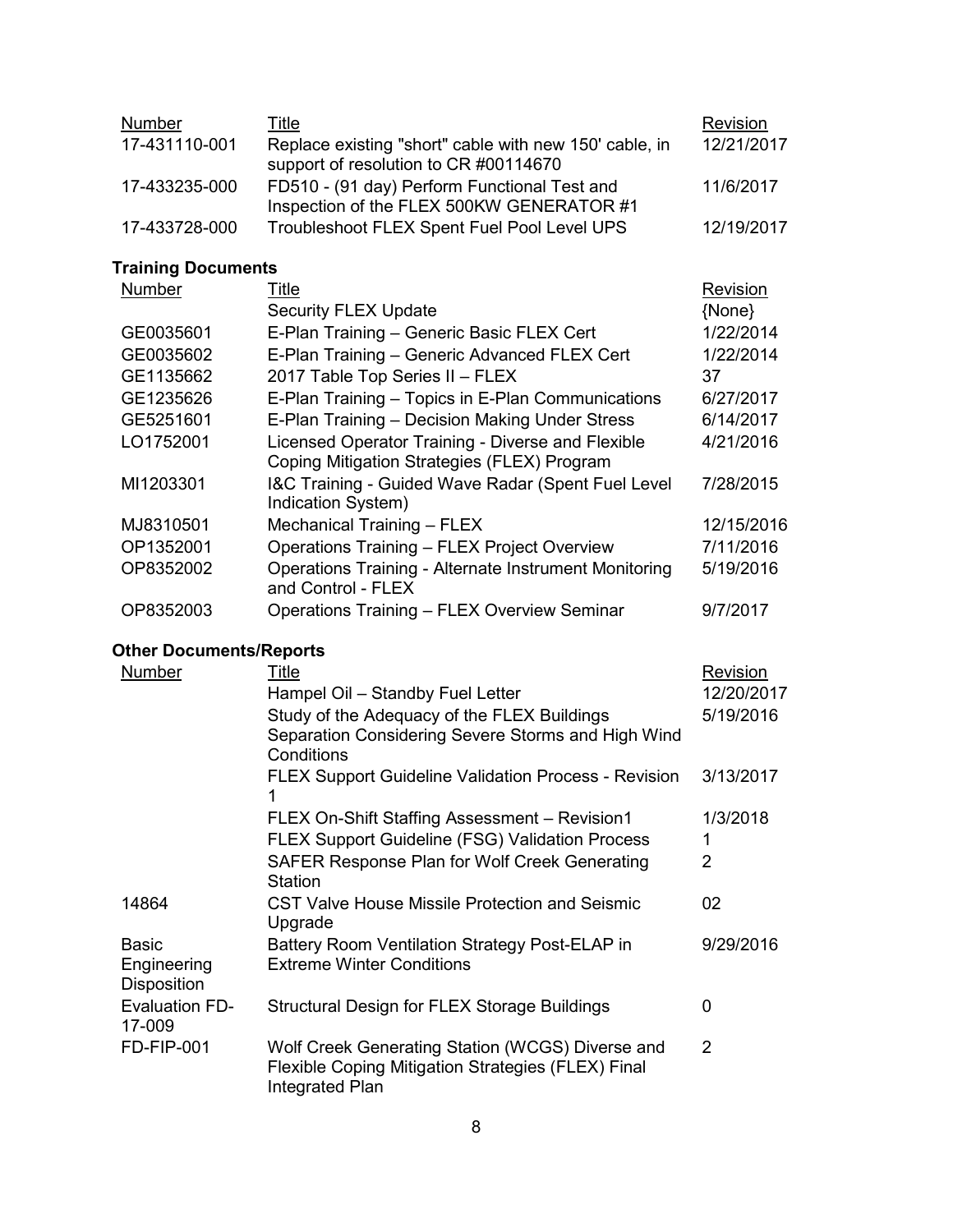| Number | Title | Revision |
|---|---|---|
| 17-431110-001 | Replace existing "short" cable with new 150' cable, in support of resolution to CR #00114670 | 12/21/2017 |
| 17-433235-000 | FD510 - (91 day) Perform Functional Test and Inspection of the FLEX 500KW GENERATOR #1 | 11/6/2017 |
| 17-433728-000 | Troubleshoot FLEX Spent Fuel Pool Level UPS | 12/19/2017 |

**Training Documents**

| Number | Title | Revision |
|---|---|---|
| | Security FLEX Update | {None} |
| GE0035601 | E-Plan Training – Generic Basic FLEX Cert | 1/22/2014 |
| GE0035602 | E-Plan Training – Generic Advanced FLEX Cert | 1/22/2014 |
| GE1135662 | 2017 Table Top Series II – FLEX | 37 |
| GE1235626 | E-Plan Training – Topics in E-Plan Communications | 6/27/2017 |
| GE5251601 | E-Plan Training – Decision Making Under Stress | 6/14/2017 |
| LO1752001 | Licensed Operator Training - Diverse and Flexible Coping Mitigation Strategies (FLEX) Program | 4/21/2016 |
| MI1203301 | I&C Training - Guided Wave Radar (Spent Fuel Level Indication System) | 7/28/2015 |
| MJ8310501 | Mechanical Training – FLEX | 12/15/2016 |
| OP1352001 | Operations Training – FLEX Project Overview | 7/11/2016 |
| OP8352002 | Operations Training - Alternate Instrument Monitoring and Control - FLEX | 5/19/2016 |
| OP8352003 | Operations Training – FLEX Overview Seminar | 9/7/2017 |

**Other Documents/Reports**

| Number | Title | Revision |
|---|---|---|
| | Hampel Oil – Standby Fuel Letter | 12/20/2017 |
| | Study of the Adequacy of the FLEX Buildings Separation Considering Severe Storms and High Wind Conditions | 5/19/2016 |
| | FLEX Support Guideline Validation Process - Revision 1 | 3/13/2017 |
| | FLEX On-Shift Staffing Assessment – Revision1 | 1/3/2018 |
| | FLEX Support Guideline (FSG) Validation Process | 1 |
| | SAFER Response Plan for Wolf Creek Generating Station | 2 |
| 14864 | CST Valve House Missile Protection and Seismic Upgrade | 02 |
| Basic Engineering Disposition | Battery Room Ventilation Strategy Post-ELAP in Extreme Winter Conditions | 9/29/2016 |
| Evaluation FD-17-009 | Structural Design for FLEX Storage Buildings | 0 |
| FD-FIP-001 | Wolf Creek Generating Station (WCGS) Diverse and Flexible Coping Mitigation Strategies (FLEX) Final Integrated Plan | 2 |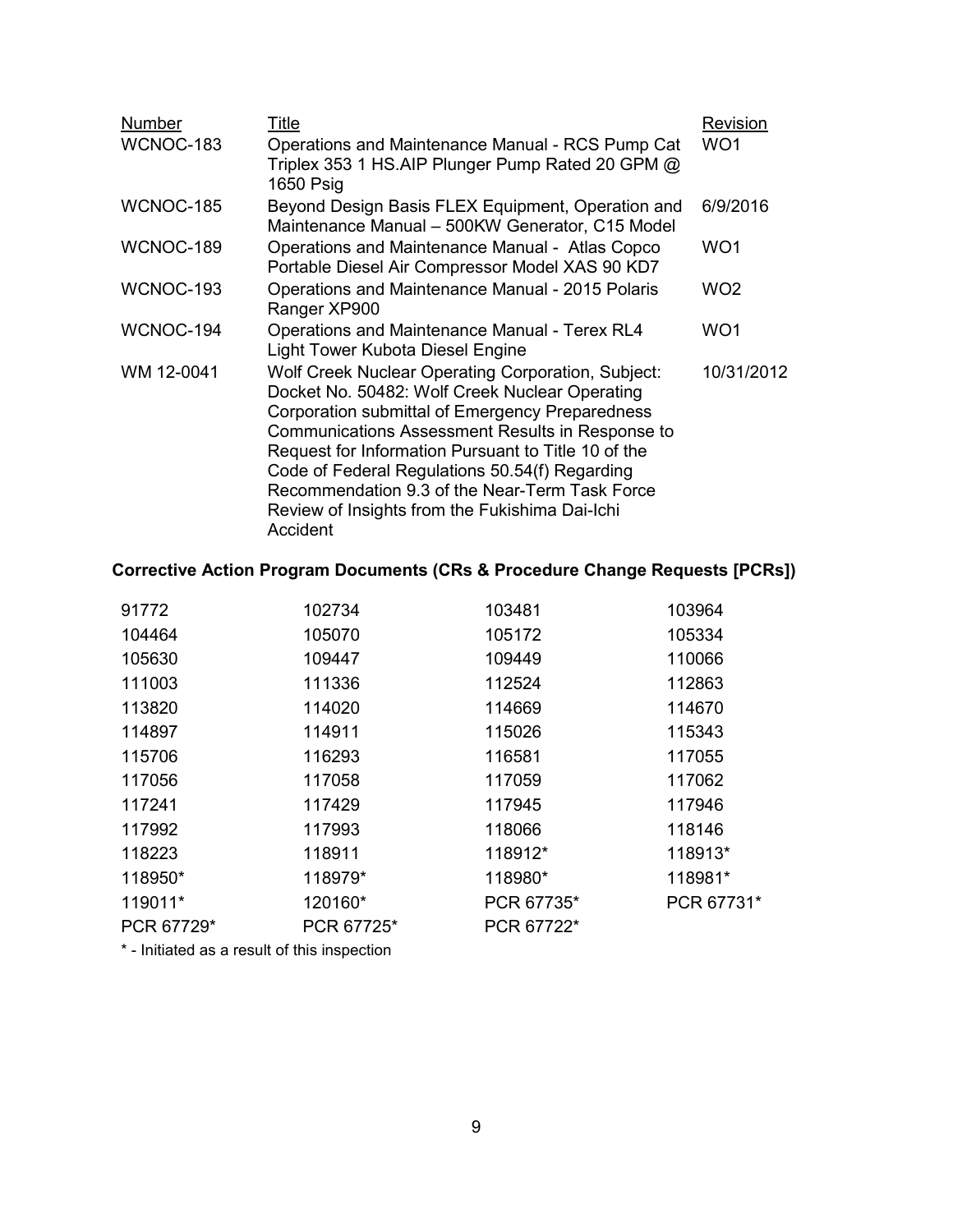| Number | Title | Revision |
|---|---|---|
| WCNOC-183 | Operations and Maintenance Manual - RCS Pump Cat Triplex 353 1 HS.AIP Plunger Pump Rated 20 GPM @ 1650 Psig | WO1 |
| WCNOC-185 | Beyond Design Basis FLEX Equipment, Operation and Maintenance Manual – 500KW Generator, C15 Model | 6/9/2016 |
| WCNOC-189 | Operations and Maintenance Manual - Atlas Copco Portable Diesel Air Compressor Model XAS 90 KD7 | WO1 |
| WCNOC-193 | Operations and Maintenance Manual - 2015 Polaris Ranger XP900 | WO2 |
| WCNOC-194 | Operations and Maintenance Manual - Terex RL4 Light Tower Kubota Diesel Engine | WO1 |
| WM 12-0041 | Wolf Creek Nuclear Operating Corporation, Subject: Docket No. 50482: Wolf Creek Nuclear Operating Corporation submittal of Emergency Preparedness Communications Assessment Results in Response to Request for Information Pursuant to Title 10 of the Code of Federal Regulations 50.54(f) Regarding Recommendation 9.3 of the Near-Term Task Force Review of Insights from the Fukishima Dai-Ichi Accident | 10/31/2012 |

## Corrective Action Program Documents (CRs & Procedure Change Requests [PCRs])

| | | | |
|---|---|---|---|
| 91772 | 102734 | 103481 | 103964 |
| 104464 | 105070 | 105172 | 105334 |
| 105630 | 109447 | 109449 | 110066 |
| 111003 | 111336 | 112524 | 112863 |
| 113820 | 114020 | 114669 | 114670 |
| 114897 | 114911 | 115026 | 115343 |
| 115706 | 116293 | 116581 | 117055 |
| 117056 | 117058 | 117059 | 117062 |
| 117241 | 117429 | 117945 | 117946 |
| 117992 | 117993 | 118066 | 118146 |
| 118223 | 118911 | 118912* | 118913* |
| 118950* | 118979* | 118980* | 118981* |
| 119011* | 120160* | PCR 67735* | PCR 67731* |
| PCR 67729* | PCR 67725* | PCR 67722* | |

* - Initiated as a result of this inspection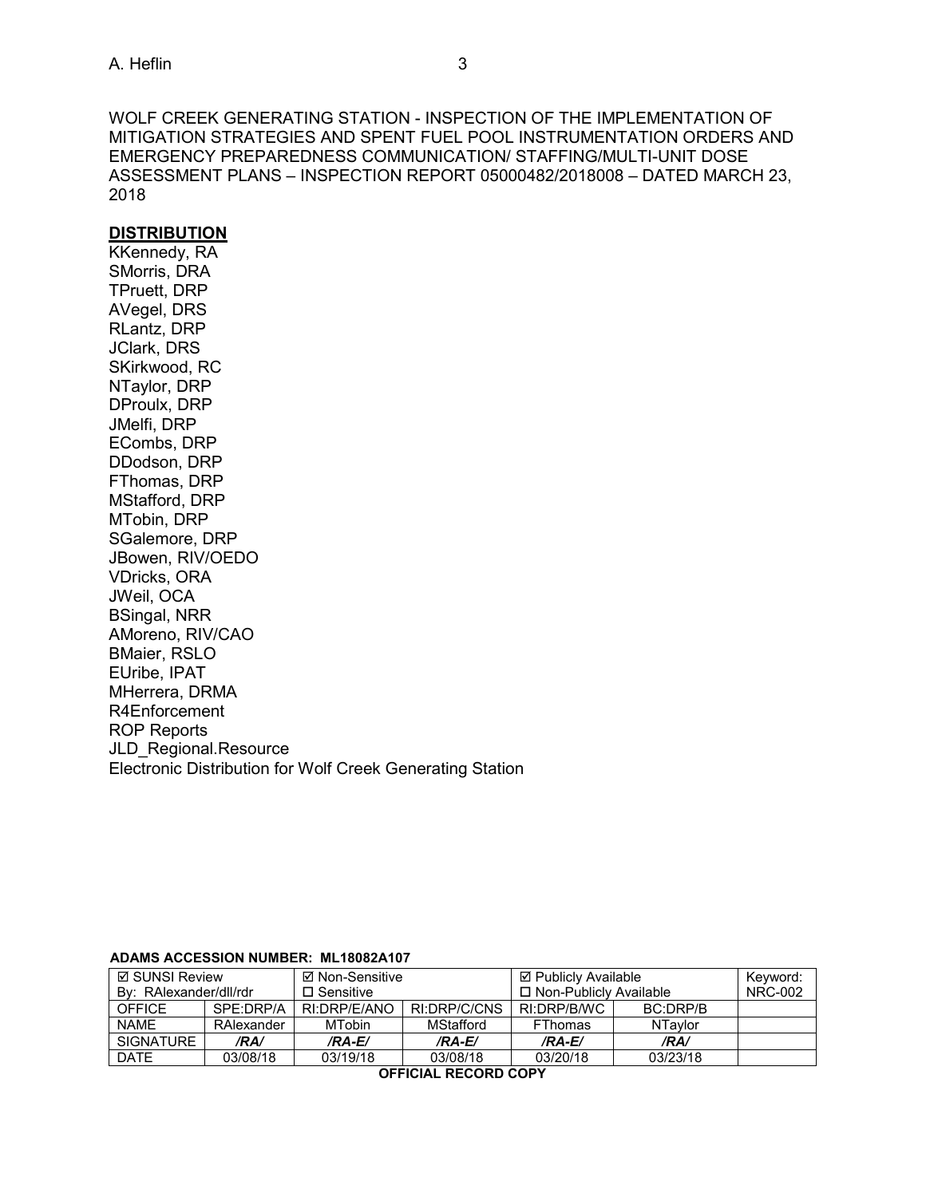WOLF CREEK GENERATING STATION - INSPECTION OF THE IMPLEMENTATION OF MITIGATION STRATEGIES AND SPENT FUEL POOL INSTRUMENTATION ORDERS AND EMERGENCY PREPAREDNESS COMMUNICATION/ STAFFING/MULTI-UNIT DOSE ASSESSMENT PLANS – INSPECTION REPORT 05000482/2018008 – DATED MARCH 23, 2018

**DISTRIBUTION**

KKennedy, RA
SMorris, DRA
TPruett, DRP
AVegel, DRS
RLantz, DRP
JClark, DRS
SKirkwood, RC
NTaylor, DRP
DProulx, DRP
JMelfi, DRP
ECombs, DRP
DDodson, DRP
FThomas, DRP
MStafford, DRP
MTobin, DRP
SGalemore, DRP
JBowen, RIV/OEDO
VDricks, ORA
JWeil, OCA
BSingal, NRR
AMoreno, RIV/CAO
BMaier, RSLO
EUribe, IPAT
MHerrera, DRMA
R4Enforcement
ROP Reports
JLD_Regional.Resource
Electronic Distribution for Wolf Creek Generating Station

**ADAMS ACCESSION NUMBER: ML18082A107**

| ☑ SUNSI Review By: RAlexander/dll/rdr | | ☑ Non-Sensitive ☐ Sensitive | | ☑ Publicly Available ☐ Non-Publicly Available | | Keyword: NRC-002 |
|---|---|---|---|---|---|---|
| OFFICE | SPE:DRP/A | RI:DRP/E/ANO | RI:DRP/C/CNS | RI:DRP/B/WC | BC:DRP/B | |
| NAME | RAlexander | MTobin | MStafford | FThomas | NTaylor | |
| SIGNATURE | */RA/* | */RA-E/* | */RA-E/* | */RA-E/* | */RA/* | |
| DATE | 03/08/18 | 03/19/18 | 03/08/18 | 03/20/18 | 03/23/18 | |

**OFFICIAL RECORD COPY**